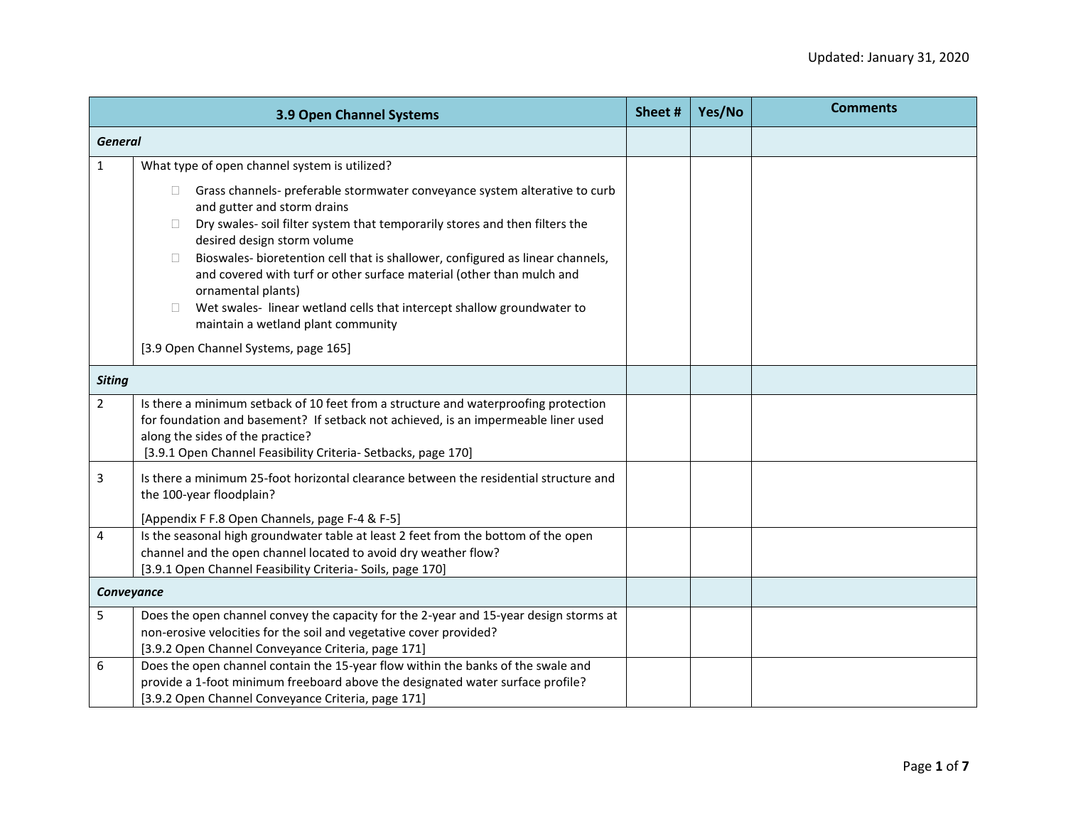Updated: January 31, 2020

| | 3.9 Open Channel Systems | Sheet # | Yes/No | Comments |
|---|---|---|---|---|
| ***General*** | | | | |
| 1 | What type of open channel system is utilized?<br><br>☐ Grass channels- preferable stormwater conveyance system alterative to curb and gutter and storm drains<br>☐ Dry swales- soil filter system that temporarily stores and then filters the desired design storm volume<br>☐ Bioswales- bioretention cell that is shallower, configured as linear channels, and covered with turf or other surface material (other than mulch and ornamental plants)<br>☐ Wet swales- linear wetland cells that intercept shallow groundwater to maintain a wetland plant community<br><br>[3.9 Open Channel Systems, page 165] | | | |
| ***Siting*** | | | | |
| 2 | Is there a minimum setback of 10 feet from a structure and waterproofing protection for foundation and basement? If setback not achieved, is an impermeable liner used along the sides of the practice?<br>[3.9.1 Open Channel Feasibility Criteria- Setbacks, page 170] | | | |
| 3 | Is there a minimum 25-foot horizontal clearance between the residential structure and the 100-year floodplain?<br><br>[Appendix F F.8 Open Channels, page F-4 & F-5] | | | |
| 4 | Is the seasonal high groundwater table at least 2 feet from the bottom of the open channel and the open channel located to avoid dry weather flow?<br>[3.9.1 Open Channel Feasibility Criteria- Soils, page 170] | | | |
| ***Conveyance*** | | | | |
| 5 | Does the open channel convey the capacity for the 2-year and 15-year design storms at non-erosive velocities for the soil and vegetative cover provided?<br>[3.9.2 Open Channel Conveyance Criteria, page 171] | | | |
| 6 | Does the open channel contain the 15-year flow within the banks of the swale and provide a 1-foot minimum freeboard above the designated water surface profile?<br>[3.9.2 Open Channel Conveyance Criteria, page 171] | | | |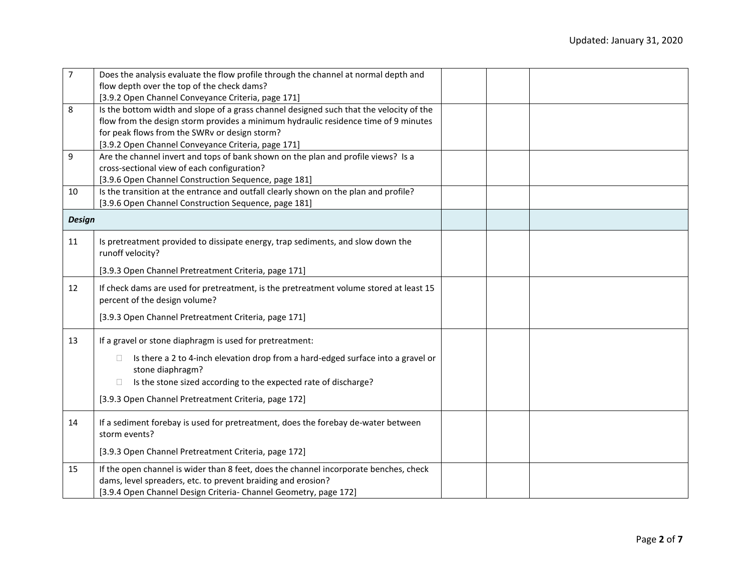| | | | | |
|---|---|---|---|---|
| 7 | Does the analysis evaluate the flow profile through the channel at normal depth and flow depth over the top of the check dams?<br>[3.9.2 Open Channel Conveyance Criteria, page 171] | | | |
| 8 | Is the bottom width and slope of a grass channel designed such that the velocity of the flow from the design storm provides a minimum hydraulic residence time of 9 minutes for peak flows from the SWRv or design storm?<br>[3.9.2 Open Channel Conveyance Criteria, page 171] | | | |
| 9 | Are the channel invert and tops of bank shown on the plan and profile views? Is a cross-sectional view of each configuration?<br>[3.9.6 Open Channel Construction Sequence, page 181] | | | |
| 10 | Is the transition at the entrance and outfall clearly shown on the plan and profile?<br>[3.9.6 Open Channel Construction Sequence, page 181] | | | |
| ***Design*** | | | | |
| 11 | Is pretreatment provided to dissipate energy, trap sediments, and slow down the runoff velocity?<br>[3.9.3 Open Channel Pretreatment Criteria, page 171] | | | |
| 12 | If check dams are used for pretreatment, is the pretreatment volume stored at least 15 percent of the design volume?<br>[3.9.3 Open Channel Pretreatment Criteria, page 171] | | | |
| 13 | If a gravel or stone diaphragm is used for pretreatment:<br>☐ Is there a 2 to 4-inch elevation drop from a hard-edged surface into a gravel or stone diaphragm?<br>☐ Is the stone sized according to the expected rate of discharge?<br>[3.9.3 Open Channel Pretreatment Criteria, page 172] | | | |
| 14 | If a sediment forebay is used for pretreatment, does the forebay de-water between storm events?<br>[3.9.3 Open Channel Pretreatment Criteria, page 172] | | | |
| 15 | If the open channel is wider than 8 feet, does the channel incorporate benches, check dams, level spreaders, etc. to prevent braiding and erosion?<br>[3.9.4 Open Channel Design Criteria- Channel Geometry, page 172] | | | |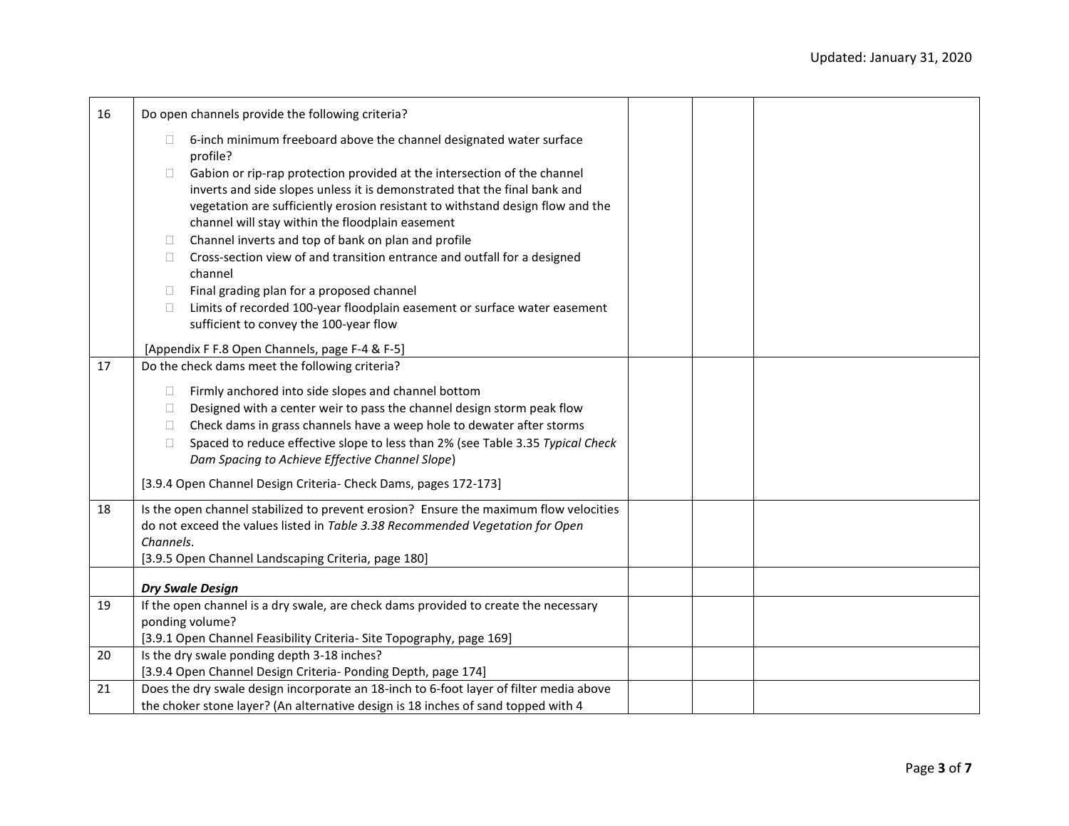| | | | | |
|---|---|---|---|---|
| 16 | Do open channels provide the following criteria?<br><br>☐ 6-inch minimum freeboard above the channel designated water surface profile?<br>☐ Gabion or rip-rap protection provided at the intersection of the channel inverts and side slopes unless it is demonstrated that the final bank and vegetation are sufficiently erosion resistant to withstand design flow and the channel will stay within the floodplain easement<br>☐ Channel inverts and top of bank on plan and profile<br>☐ Cross-section view of and transition entrance and outfall for a designed channel<br>☐ Final grading plan for a proposed channel<br>☐ Limits of recorded 100-year floodplain easement or surface water easement sufficient to convey the 100-year flow<br><br>[Appendix F F.8 Open Channels, page F-4 & F-5] | | | |
| 17 | Do the check dams meet the following criteria?<br><br>☐ Firmly anchored into side slopes and channel bottom<br>☐ Designed with a center weir to pass the channel design storm peak flow<br>☐ Check dams in grass channels have a weep hole to dewater after storms<br>☐ Spaced to reduce effective slope to less than 2% (see Table 3.35 *Typical Check Dam Spacing to Achieve Effective Channel Slope*)<br><br>[3.9.4 Open Channel Design Criteria- Check Dams, pages 172-173] | | | |
| 18 | Is the open channel stabilized to prevent erosion? Ensure the maximum flow velocities do not exceed the values listed in *Table 3.38 Recommended Vegetation for Open Channels*.<br>[3.9.5 Open Channel Landscaping Criteria, page 180] | | | |
| | ***Dry Swale Design*** | | | |
| 19 | If the open channel is a dry swale, are check dams provided to create the necessary ponding volume?<br>[3.9.1 Open Channel Feasibility Criteria- Site Topography, page 169] | | | |
| 20 | Is the dry swale ponding depth 3-18 inches?<br>[3.9.4 Open Channel Design Criteria- Ponding Depth, page 174] | | | |
| 21 | Does the dry swale design incorporate an 18-inch to 6-foot layer of filter media above the choker stone layer? (An alternative design is 18 inches of sand topped with 4 | | | |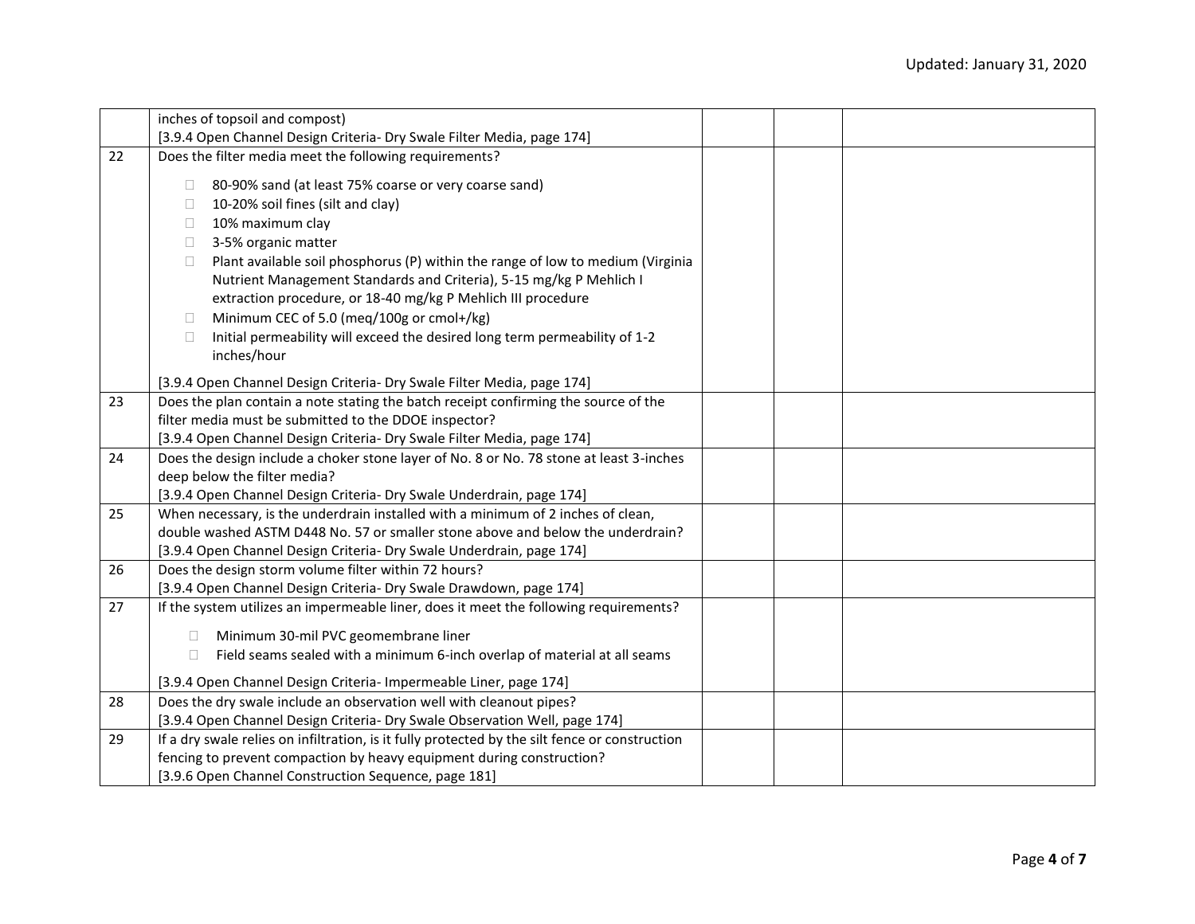|  |  |  |  |  |
|---|---|---|---|---|
|  | inches of topsoil and compost)<br>[3.9.4 Open Channel Design Criteria- Dry Swale Filter Media, page 174] |  |  |  |
| 22 | Does the filter media meet the following requirements?<br><br>☐ 80-90% sand (at least 75% coarse or very coarse sand)<br>☐ 10-20% soil fines (silt and clay)<br>☐ 10% maximum clay<br>☐ 3-5% organic matter<br>☐ Plant available soil phosphorus (P) within the range of low to medium (Virginia Nutrient Management Standards and Criteria), 5-15 mg/kg P Mehlich I extraction procedure, or 18-40 mg/kg P Mehlich III procedure<br>☐ Minimum CEC of 5.0 (meq/100g or cmol+/kg)<br>☐ Initial permeability will exceed the desired long term permeability of 1-2 inches/hour<br><br>[3.9.4 Open Channel Design Criteria- Dry Swale Filter Media, page 174] |  |  |  |
| 23 | Does the plan contain a note stating the batch receipt confirming the source of the filter media must be submitted to the DDOE inspector?<br>[3.9.4 Open Channel Design Criteria- Dry Swale Filter Media, page 174] |  |  |  |
| 24 | Does the design include a choker stone layer of No. 8 or No. 78 stone at least 3-inches deep below the filter media?<br>[3.9.4 Open Channel Design Criteria- Dry Swale Underdrain, page 174] |  |  |  |
| 25 | When necessary, is the underdrain installed with a minimum of 2 inches of clean, double washed ASTM D448 No. 57 or smaller stone above and below the underdrain?<br>[3.9.4 Open Channel Design Criteria- Dry Swale Underdrain, page 174] |  |  |  |
| 26 | Does the design storm volume filter within 72 hours?<br>[3.9.4 Open Channel Design Criteria- Dry Swale Drawdown, page 174] |  |  |  |
| 27 | If the system utilizes an impermeable liner, does it meet the following requirements?<br><br>☐ Minimum 30-mil PVC geomembrane liner<br>☐ Field seams sealed with a minimum 6-inch overlap of material at all seams<br><br>[3.9.4 Open Channel Design Criteria- Impermeable Liner, page 174] |  |  |  |
| 28 | Does the dry swale include an observation well with cleanout pipes?<br>[3.9.4 Open Channel Design Criteria- Dry Swale Observation Well, page 174] |  |  |  |
| 29 | If a dry swale relies on infiltration, is it fully protected by the silt fence or construction fencing to prevent compaction by heavy equipment during construction?<br>[3.9.6 Open Channel Construction Sequence, page 181] |  |  |  |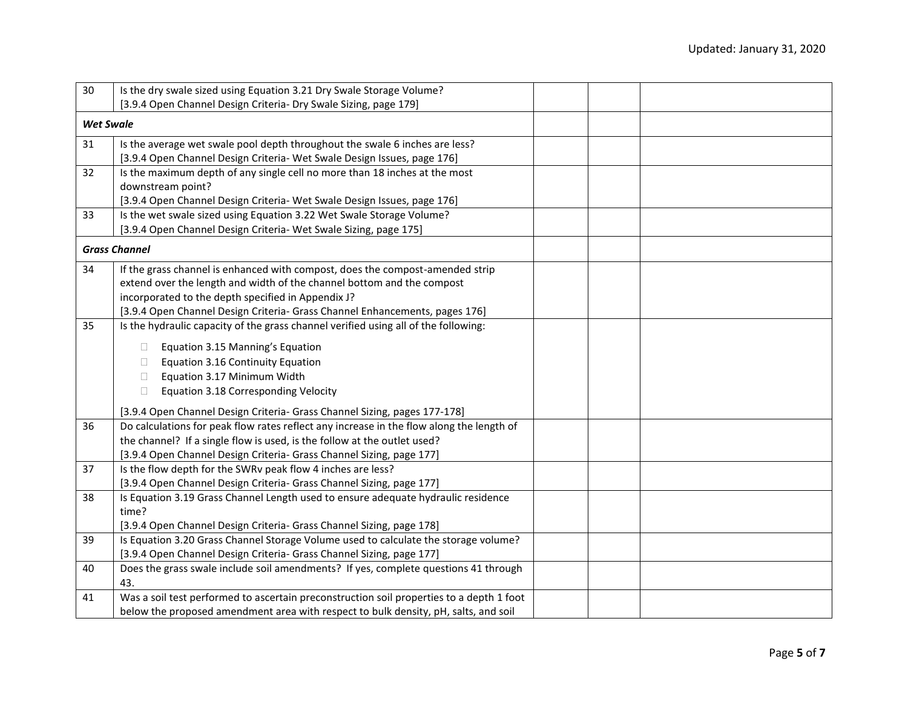| | | | | |
|---|---|---|---|---|
| 30 | Is the dry swale sized using Equation 3.21 Dry Swale Storage Volume?<br>[3.9.4 Open Channel Design Criteria- Dry Swale Sizing, page 179] | | | |
| ***Wet Swale*** | | | | |
| 31 | Is the average wet swale pool depth throughout the swale 6 inches are less?<br>[3.9.4 Open Channel Design Criteria- Wet Swale Design Issues, page 176] | | | |
| 32 | Is the maximum depth of any single cell no more than 18 inches at the most downstream point?<br>[3.9.4 Open Channel Design Criteria- Wet Swale Design Issues, page 176] | | | |
| 33 | Is the wet swale sized using Equation 3.22 Wet Swale Storage Volume?<br>[3.9.4 Open Channel Design Criteria- Wet Swale Sizing, page 175] | | | |
| ***Grass Channel*** | | | | |
| 34 | If the grass channel is enhanced with compost, does the compost-amended strip extend over the length and width of the channel bottom and the compost incorporated to the depth specified in Appendix J?<br>[3.9.4 Open Channel Design Criteria- Grass Channel Enhancements, pages 176] | | | |
| 35 | Is the hydraulic capacity of the grass channel verified using all of the following:<br>☐ Equation 3.15 Manning's Equation<br>☐ Equation 3.16 Continuity Equation<br>☐ Equation 3.17 Minimum Width<br>☐ Equation 3.18 Corresponding Velocity<br>[3.9.4 Open Channel Design Criteria- Grass Channel Sizing, pages 177-178] | | | |
| 36 | Do calculations for peak flow rates reflect any increase in the flow along the length of the channel? If a single flow is used, is the follow at the outlet used?<br>[3.9.4 Open Channel Design Criteria- Grass Channel Sizing, page 177] | | | |
| 37 | Is the flow depth for the SWRv peak flow 4 inches are less?<br>[3.9.4 Open Channel Design Criteria- Grass Channel Sizing, page 177] | | | |
| 38 | Is Equation 3.19 Grass Channel Length used to ensure adequate hydraulic residence time?<br>[3.9.4 Open Channel Design Criteria- Grass Channel Sizing, page 178] | | | |
| 39 | Is Equation 3.20 Grass Channel Storage Volume used to calculate the storage volume?<br>[3.9.4 Open Channel Design Criteria- Grass Channel Sizing, page 177] | | | |
| 40 | Does the grass swale include soil amendments? If yes, complete questions 41 through 43. | | | |
| 41 | Was a soil test performed to ascertain preconstruction soil properties to a depth 1 foot below the proposed amendment area with respect to bulk density, pH, salts, and soil | | | |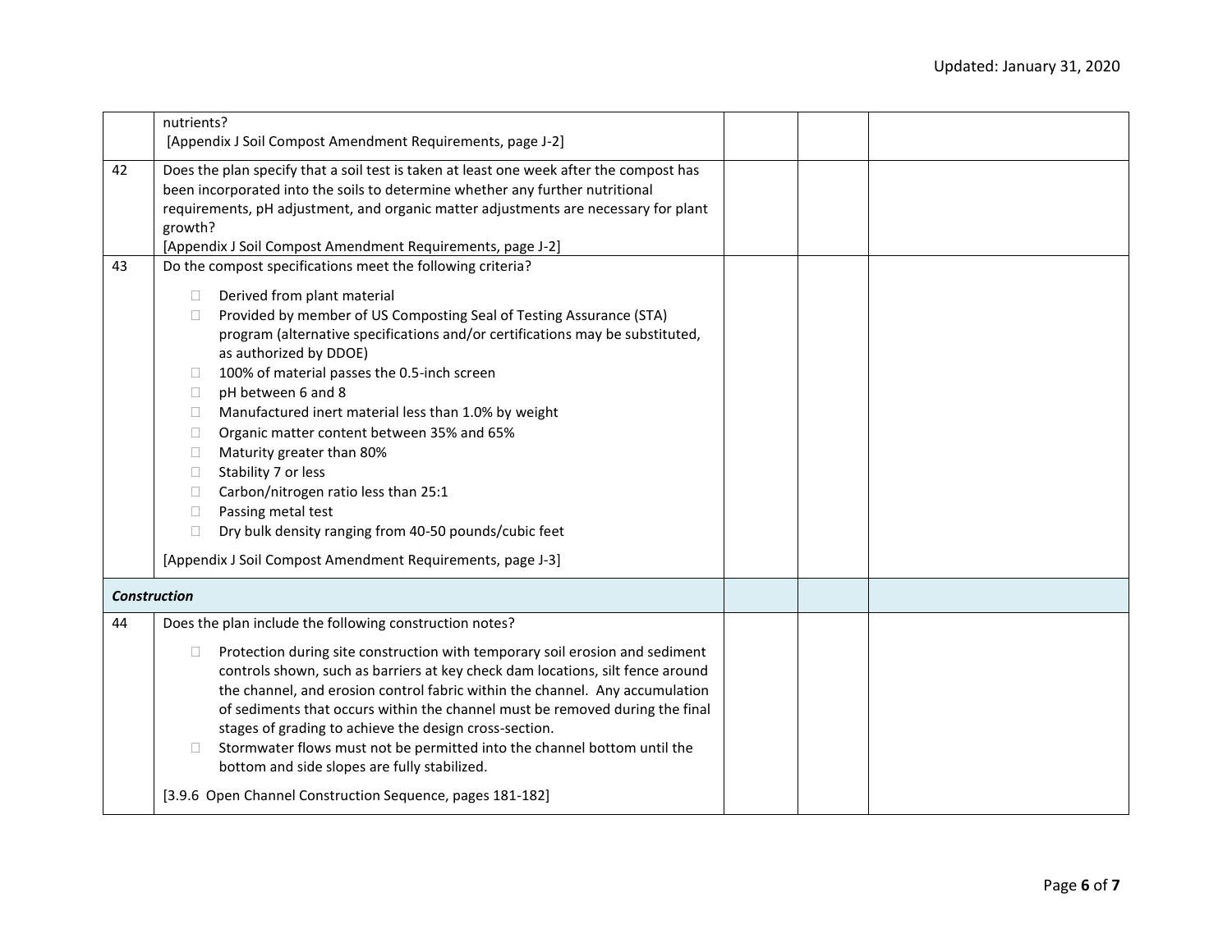| | | | | |
|---|---|---|---|---|
| | nutrients?<br>[Appendix J Soil Compost Amendment Requirements, page J-2] | | | |
| 42 | Does the plan specify that a soil test is taken at least one week after the compost has been incorporated into the soils to determine whether any further nutritional requirements, pH adjustment, and organic matter adjustments are necessary for plant growth?<br>[Appendix J Soil Compost Amendment Requirements, page J-2] | | | |
| 43 | Do the compost specifications meet the following criteria?<br>☐ Derived from plant material<br>☐ Provided by member of US Composting Seal of Testing Assurance (STA) program (alternative specifications and/or certifications may be substituted, as authorized by DDOE)<br>☐ 100% of material passes the 0.5-inch screen<br>☐ pH between 6 and 8<br>☐ Manufactured inert material less than 1.0% by weight<br>☐ Organic matter content between 35% and 65%<br>☐ Maturity greater than 80%<br>☐ Stability 7 or less<br>☐ Carbon/nitrogen ratio less than 25:1<br>☐ Passing metal test<br>☐ Dry bulk density ranging from 40-50 pounds/cubic feet<br>[Appendix J Soil Compost Amendment Requirements, page J-3] | | | |
| ***Construction*** | | | | |
| 44 | Does the plan include the following construction notes?<br>☐ Protection during site construction with temporary soil erosion and sediment controls shown, such as barriers at key check dam locations, silt fence around the channel, and erosion control fabric within the channel. Any accumulation of sediments that occurs within the channel must be removed during the final stages of grading to achieve the design cross-section.<br>☐ Stormwater flows must not be permitted into the channel bottom until the bottom and side slopes are fully stabilized.<br>[3.9.6 Open Channel Construction Sequence, pages 181-182] | | | |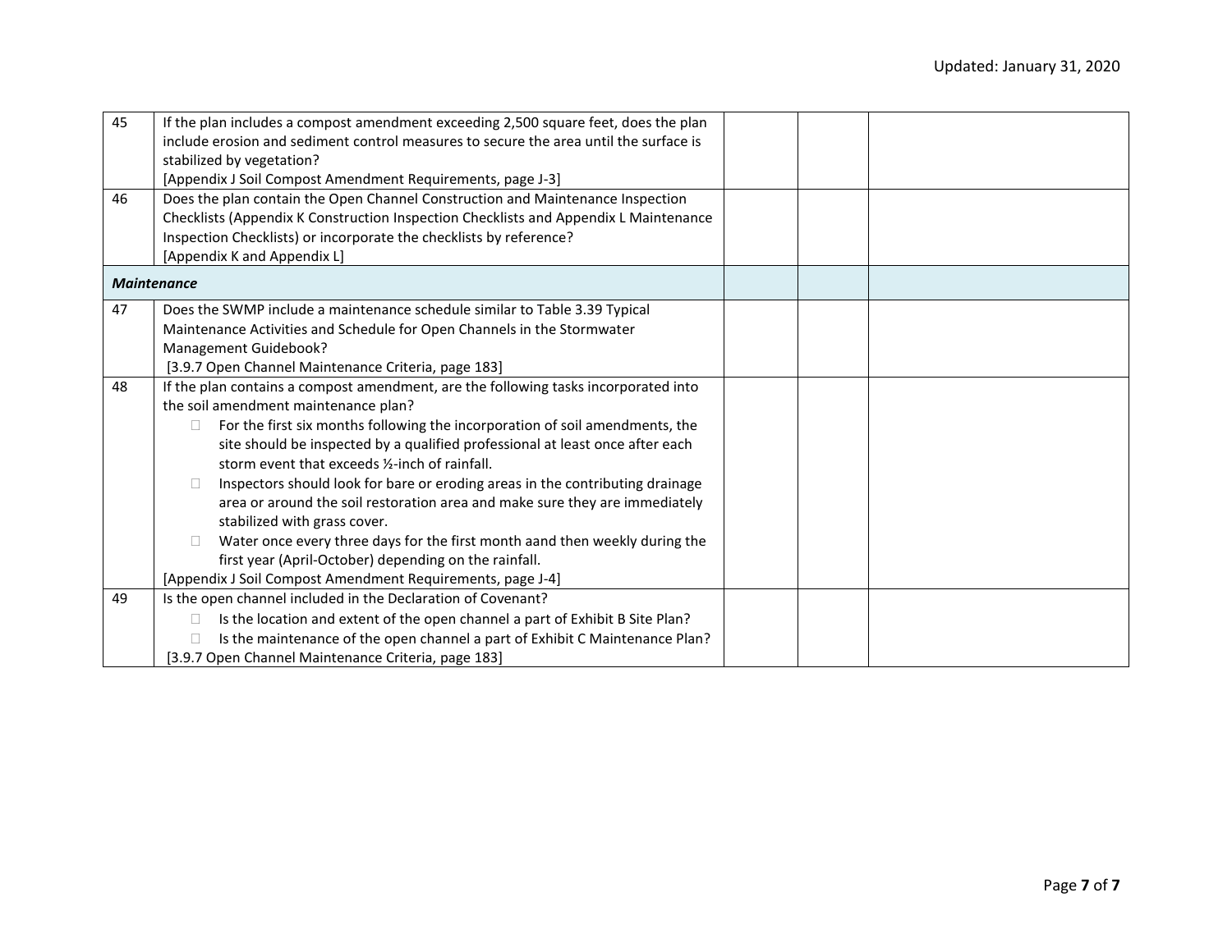| | | | | |
|---|---|---|---|---|
| 45 | If the plan includes a compost amendment exceeding 2,500 square feet, does the plan include erosion and sediment control measures to secure the area until the surface is stabilized by vegetation?<br>[Appendix J Soil Compost Amendment Requirements, page J-3] | | | |
| 46 | Does the plan contain the Open Channel Construction and Maintenance Inspection Checklists (Appendix K Construction Inspection Checklists and Appendix L Maintenance Inspection Checklists) or incorporate the checklists by reference?<br>[Appendix K and Appendix L] | | | |
| ***Maintenance*** | | | | |
| 47 | Does the SWMP include a maintenance schedule similar to Table 3.39 Typical Maintenance Activities and Schedule for Open Channels in the Stormwater Management Guidebook?<br>[3.9.7 Open Channel Maintenance Criteria, page 183] | | | |
| 48 | If the plan contains a compost amendment, are the following tasks incorporated into the soil amendment maintenance plan?<br>☐ For the first six months following the incorporation of soil amendments, the site should be inspected by a qualified professional at least once after each storm event that exceeds ½-inch of rainfall.<br>☐ Inspectors should look for bare or eroding areas in the contributing drainage area or around the soil restoration area and make sure they are immediately stabilized with grass cover.<br>☐ Water once every three days for the first month aand then weekly during the first year (April-October) depending on the rainfall.<br>[Appendix J Soil Compost Amendment Requirements, page J-4] | | | |
| 49 | Is the open channel included in the Declaration of Covenant?<br>☐ Is the location and extent of the open channel a part of Exhibit B Site Plan?<br>☐ Is the maintenance of the open channel a part of Exhibit C Maintenance Plan?<br>[3.9.7 Open Channel Maintenance Criteria, page 183] | | | |